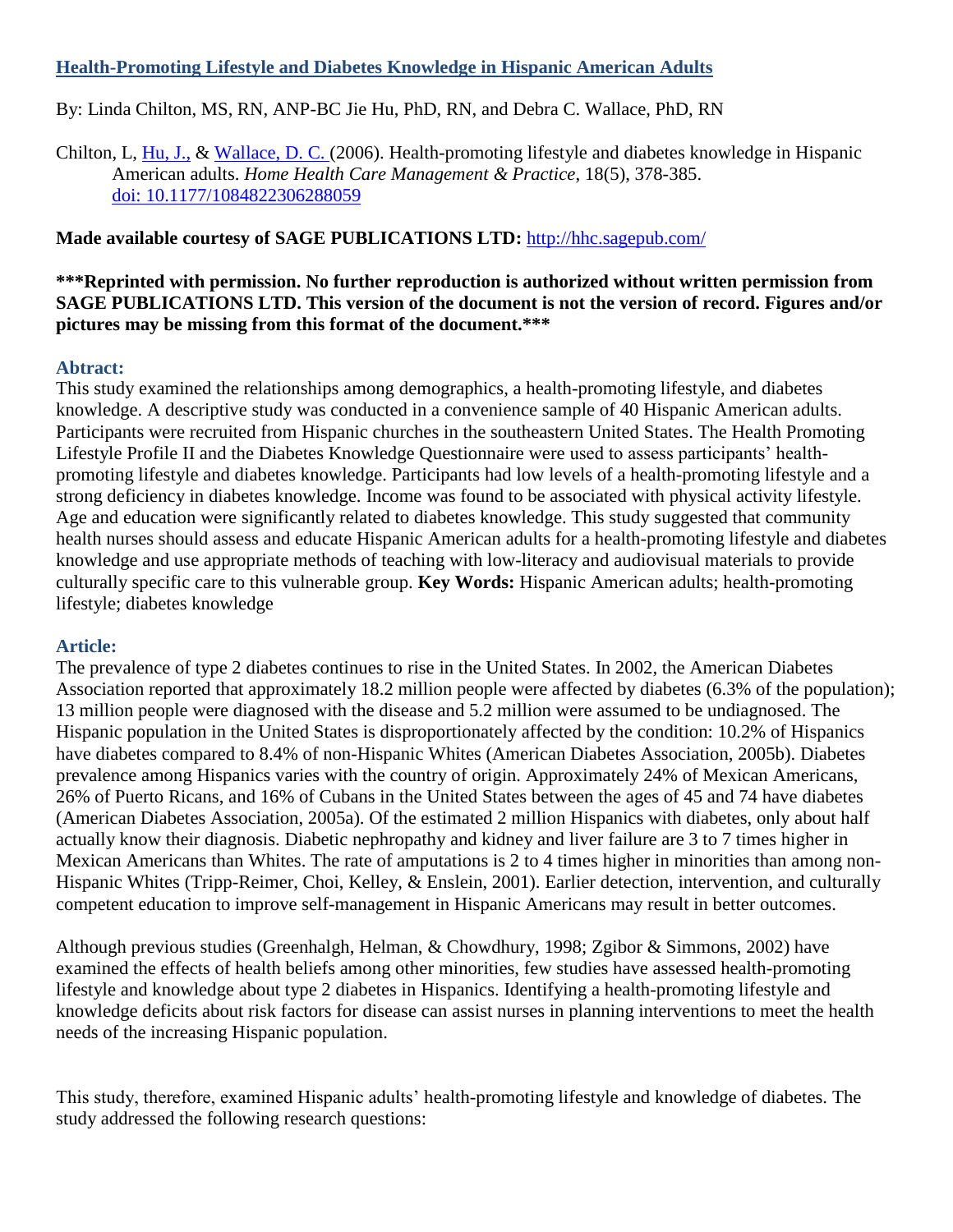# Health-Promoting Lifestyle and Diabetes Knowledge in Hispanic American Adults

By: Linda Chilton, MS, RN, ANP-BC Jie Hu, PhD, RN, and Debra C. Wallace, PhD, RN

Chilton, L, Hu, J., & Wallace, D. C. (2006). Health-promoting lifestyle and diabetes knowledge in Hispanic American adults. *Home Health Care Management & Practice*, 18(5), 378-385. doi: 10.1177/1084822306288059

**Made available courtesy of SAGE PUBLICATIONS LTD:** http://hhc.sagepub.com/

**\*\*\*Reprinted with permission. No further reproduction is authorized without written permission from SAGE PUBLICATIONS LTD. This version of the document is not the version of record. Figures and/or pictures may be missing from this format of the document.\*\*\***

## Abtract:

This study examined the relationships among demographics, a health-promoting lifestyle, and diabetes knowledge. A descriptive study was conducted in a convenience sample of 40 Hispanic American adults. Participants were recruited from Hispanic churches in the southeastern United States. The Health Promoting Lifestyle Profile II and the Diabetes Knowledge Questionnaire were used to assess participants' health-promoting lifestyle and diabetes knowledge. Participants had low levels of a health-promoting lifestyle and a strong deficiency in diabetes knowledge. Income was found to be associated with physical activity lifestyle. Age and education were significantly related to diabetes knowledge. This study suggested that community health nurses should assess and educate Hispanic American adults for a health-promoting lifestyle and diabetes knowledge and use appropriate methods of teaching with low-literacy and audiovisual materials to provide culturally specific care to this vulnerable group. **Key Words:** Hispanic American adults; health-promoting lifestyle; diabetes knowledge

## Article:

The prevalence of type 2 diabetes continues to rise in the United States. In 2002, the American Diabetes Association reported that approximately 18.2 million people were affected by diabetes (6.3% of the population); 13 million people were diagnosed with the disease and 5.2 million were assumed to be undiagnosed. The Hispanic population in the United States is disproportionately affected by the condition: 10.2% of Hispanics have diabetes compared to 8.4% of non-Hispanic Whites (American Diabetes Association, 2005b). Diabetes prevalence among Hispanics varies with the country of origin. Approximately 24% of Mexican Americans, 26% of Puerto Ricans, and 16% of Cubans in the United States between the ages of 45 and 74 have diabetes (American Diabetes Association, 2005a). Of the estimated 2 million Hispanics with diabetes, only about half actually know their diagnosis. Diabetic nephropathy and kidney and liver failure are 3 to 7 times higher in Mexican Americans than Whites. The rate of amputations is 2 to 4 times higher in minorities than among non-Hispanic Whites (Tripp-Reimer, Choi, Kelley, & Enslein, 2001). Earlier detection, intervention, and culturally competent education to improve self-management in Hispanic Americans may result in better outcomes.

Although previous studies (Greenhalgh, Helman, & Chowdhury, 1998; Zgibor & Simmons, 2002) have examined the effects of health beliefs among other minorities, few studies have assessed health-promoting lifestyle and knowledge about type 2 diabetes in Hispanics. Identifying a health-promoting lifestyle and knowledge deficits about risk factors for disease can assist nurses in planning interventions to meet the health needs of the increasing Hispanic population.

This study, therefore, examined Hispanic adults' health-promoting lifestyle and knowledge of diabetes. The study addressed the following research questions: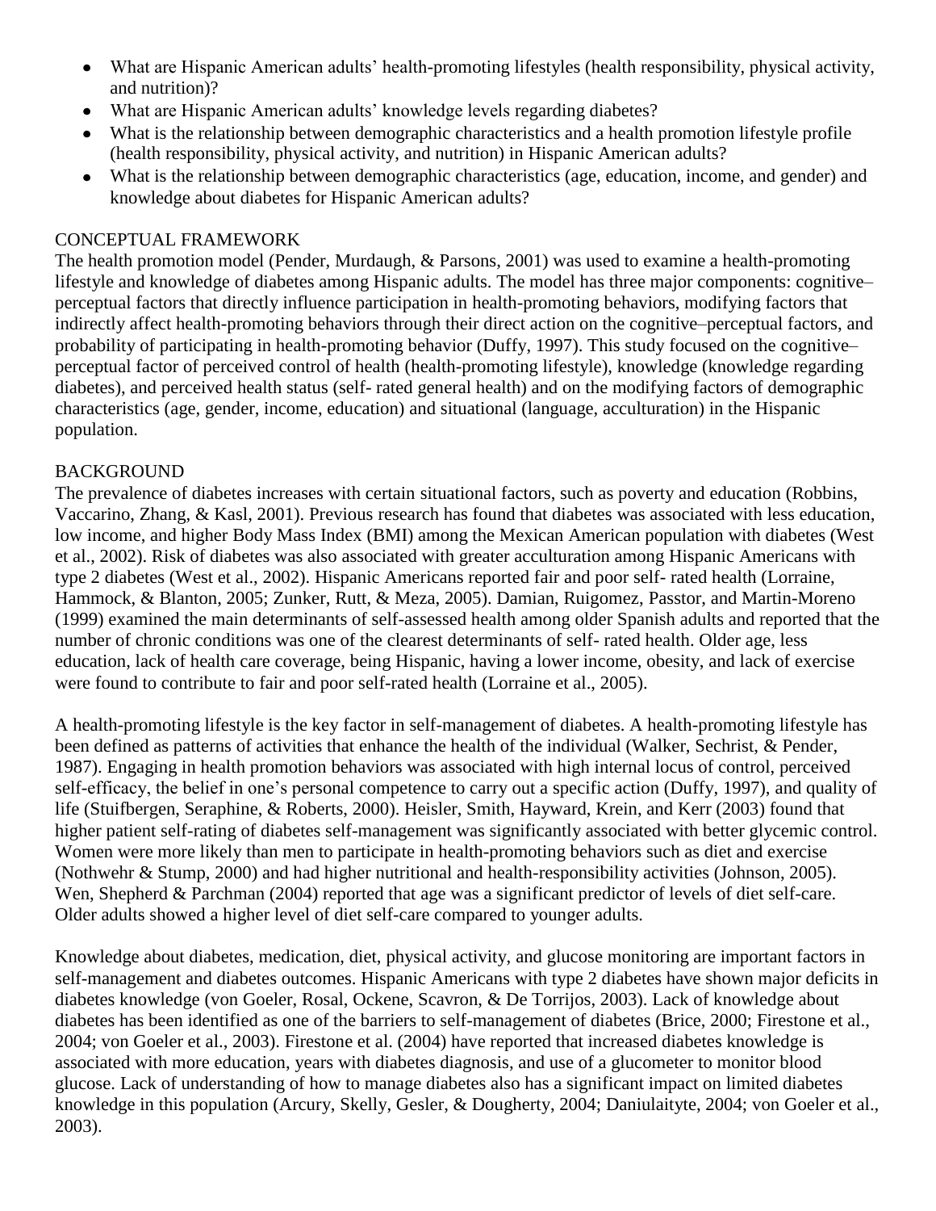- What are Hispanic American adults' health-promoting lifestyles (health responsibility, physical activity, and nutrition)?
- What are Hispanic American adults' knowledge levels regarding diabetes?
- What is the relationship between demographic characteristics and a health promotion lifestyle profile (health responsibility, physical activity, and nutrition) in Hispanic American adults?
- What is the relationship between demographic characteristics (age, education, income, and gender) and knowledge about diabetes for Hispanic American adults?

## CONCEPTUAL FRAMEWORK

The health promotion model (Pender, Murdaugh, & Parsons, 2001) was used to examine a health-promoting lifestyle and knowledge of diabetes among Hispanic adults. The model has three major components: cognitive–perceptual factors that directly influence participation in health-promoting behaviors, modifying factors that indirectly affect health-promoting behaviors through their direct action on the cognitive–perceptual factors, and probability of participating in health-promoting behavior (Duffy, 1997). This study focused on the cognitive–perceptual factor of perceived control of health (health-promoting lifestyle), knowledge (knowledge regarding diabetes), and perceived health status (self- rated general health) and on the modifying factors of demographic characteristics (age, gender, income, education) and situational (language, acculturation) in the Hispanic population.

## BACKGROUND

The prevalence of diabetes increases with certain situational factors, such as poverty and education (Robbins, Vaccarino, Zhang, & Kasl, 2001). Previous research has found that diabetes was associated with less education, low income, and higher Body Mass Index (BMI) among the Mexican American population with diabetes (West et al., 2002). Risk of diabetes was also associated with greater acculturation among Hispanic Americans with type 2 diabetes (West et al., 2002). Hispanic Americans reported fair and poor self- rated health (Lorraine, Hammock, & Blanton, 2005; Zunker, Rutt, & Meza, 2005). Damian, Ruigomez, Passtor, and Martin-Moreno (1999) examined the main determinants of self-assessed health among older Spanish adults and reported that the number of chronic conditions was one of the clearest determinants of self- rated health. Older age, less education, lack of health care coverage, being Hispanic, having a lower income, obesity, and lack of exercise were found to contribute to fair and poor self-rated health (Lorraine et al., 2005).

A health-promoting lifestyle is the key factor in self-management of diabetes. A health-promoting lifestyle has been defined as patterns of activities that enhance the health of the individual (Walker, Sechrist, & Pender, 1987). Engaging in health promotion behaviors was associated with high internal locus of control, perceived self-efficacy, the belief in one's personal competence to carry out a specific action (Duffy, 1997), and quality of life (Stuifbergen, Seraphine, & Roberts, 2000). Heisler, Smith, Hayward, Krein, and Kerr (2003) found that higher patient self-rating of diabetes self-management was significantly associated with better glycemic control. Women were more likely than men to participate in health-promoting behaviors such as diet and exercise (Nothwehr & Stump, 2000) and had higher nutritional and health-responsibility activities (Johnson, 2005). Wen, Shepherd & Parchman (2004) reported that age was a significant predictor of levels of diet self-care. Older adults showed a higher level of diet self-care compared to younger adults.

Knowledge about diabetes, medication, diet, physical activity, and glucose monitoring are important factors in self-management and diabetes outcomes. Hispanic Americans with type 2 diabetes have shown major deficits in diabetes knowledge (von Goeler, Rosal, Ockene, Scavron, & De Torrijos, 2003). Lack of knowledge about diabetes has been identified as one of the barriers to self-management of diabetes (Brice, 2000; Firestone et al., 2004; von Goeler et al., 2003). Firestone et al. (2004) have reported that increased diabetes knowledge is associated with more education, years with diabetes diagnosis, and use of a glucometer to monitor blood glucose. Lack of understanding of how to manage diabetes also has a significant impact on limited diabetes knowledge in this population (Arcury, Skelly, Gesler, & Dougherty, 2004; Daniulaityte, 2004; von Goeler et al., 2003).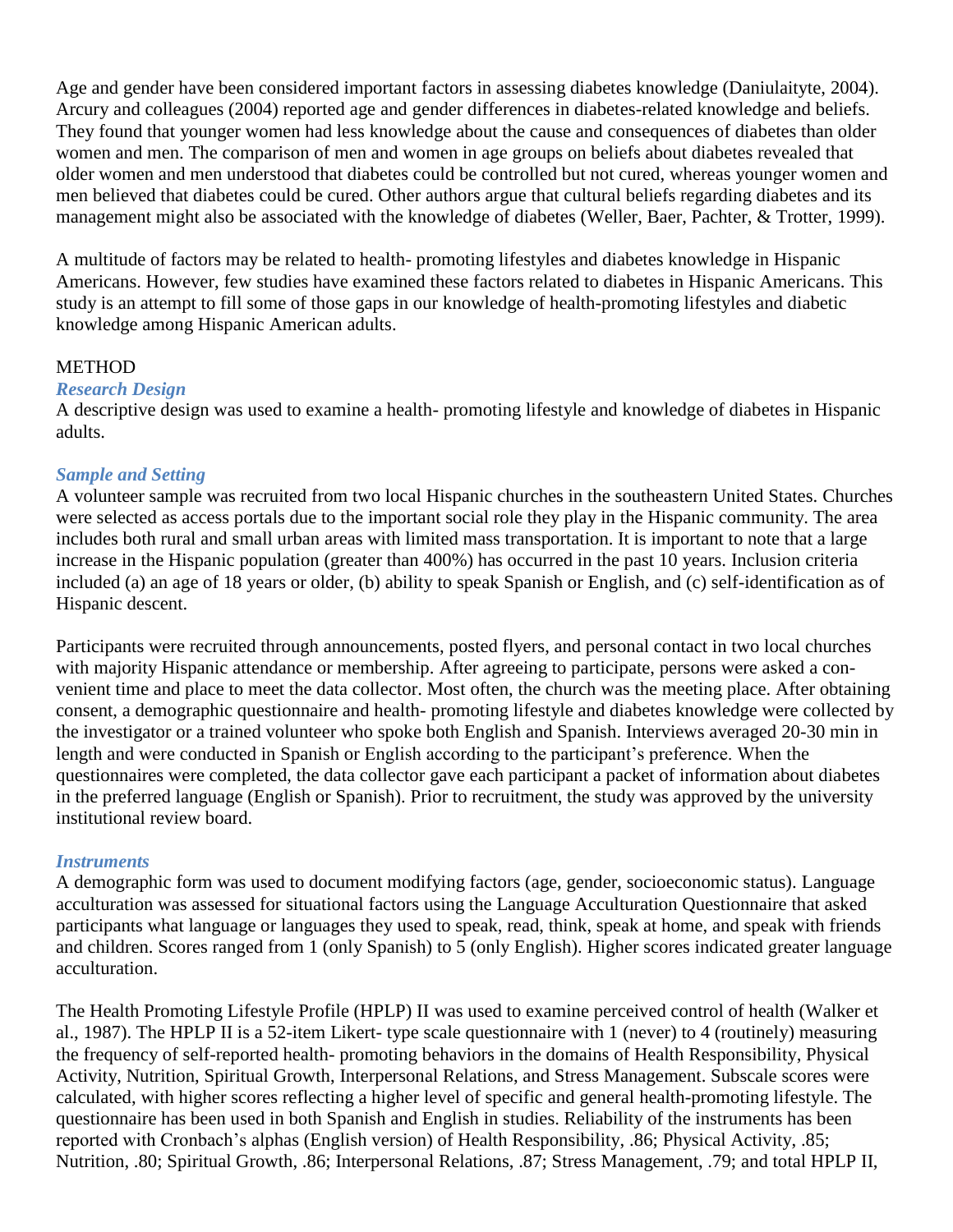Age and gender have been considered important factors in assessing diabetes knowledge (Daniulaityte, 2004). Arcury and colleagues (2004) reported age and gender differences in diabetes-related knowledge and beliefs. They found that younger women had less knowledge about the cause and consequences of diabetes than older women and men. The comparison of men and women in age groups on beliefs about diabetes revealed that older women and men understood that diabetes could be controlled but not cured, whereas younger women and men believed that diabetes could be cured. Other authors argue that cultural beliefs regarding diabetes and its management might also be associated with the knowledge of diabetes (Weller, Baer, Pachter, & Trotter, 1999).

A multitude of factors may be related to health- promoting lifestyles and diabetes knowledge in Hispanic Americans. However, few studies have examined these factors related to diabetes in Hispanic Americans. This study is an attempt to fill some of those gaps in our knowledge of health-promoting lifestyles and diabetic knowledge among Hispanic American adults.

## METHOD

### *Research Design*

A descriptive design was used to examine a health- promoting lifestyle and knowledge of diabetes in Hispanic adults.

### *Sample and Setting*

A volunteer sample was recruited from two local Hispanic churches in the southeastern United States. Churches were selected as access portals due to the important social role they play in the Hispanic community. The area includes both rural and small urban areas with limited mass transportation. It is important to note that a large increase in the Hispanic population (greater than 400%) has occurred in the past 10 years. Inclusion criteria included (a) an age of 18 years or older, (b) ability to speak Spanish or English, and (c) self-identification as of Hispanic descent.

Participants were recruited through announcements, posted flyers, and personal contact in two local churches with majority Hispanic attendance or membership. After agreeing to participate, persons were asked a con- venient time and place to meet the data collector. Most often, the church was the meeting place. After obtaining consent, a demographic questionnaire and health- promoting lifestyle and diabetes knowledge were collected by the investigator or a trained volunteer who spoke both English and Spanish. Interviews averaged 20-30 min in length and were conducted in Spanish or English according to the participant's preference. When the questionnaires were completed, the data collector gave each participant a packet of information about diabetes in the preferred language (English or Spanish). Prior to recruitment, the study was approved by the university institutional review board.

### *Instruments*

A demographic form was used to document modifying factors (age, gender, socioeconomic status). Language acculturation was assessed for situational factors using the Language Acculturation Questionnaire that asked participants what language or languages they used to speak, read, think, speak at home, and speak with friends and children. Scores ranged from 1 (only Spanish) to 5 (only English). Higher scores indicated greater language acculturation.

The Health Promoting Lifestyle Profile (HPLP) II was used to examine perceived control of health (Walker et al., 1987). The HPLP II is a 52-item Likert- type scale questionnaire with 1 (never) to 4 (routinely) measuring the frequency of self-reported health- promoting behaviors in the domains of Health Responsibility, Physical Activity, Nutrition, Spiritual Growth, Interpersonal Relations, and Stress Management. Subscale scores were calculated, with higher scores reflecting a higher level of specific and general health-promoting lifestyle. The questionnaire has been used in both Spanish and English in studies. Reliability of the instruments has been reported with Cronbach's alphas (English version) of Health Responsibility, .86; Physical Activity, .85; Nutrition, .80; Spiritual Growth, .86; Interpersonal Relations, .87; Stress Management, .79; and total HPLP II,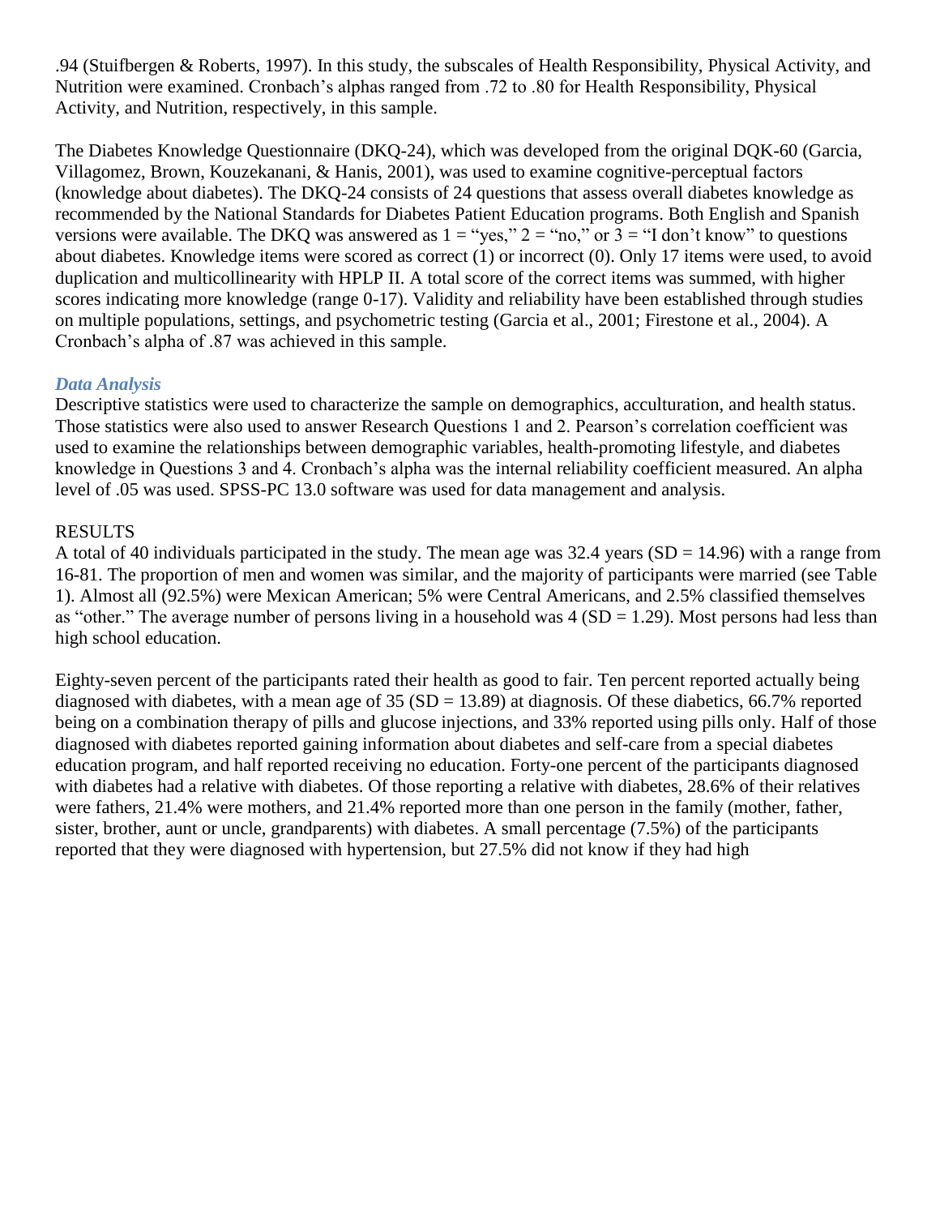.94 (Stuifbergen & Roberts, 1997). In this study, the subscales of Health Responsibility, Physical Activity, and Nutrition were examined. Cronbach's alphas ranged from .72 to .80 for Health Responsibility, Physical Activity, and Nutrition, respectively, in this sample.

The Diabetes Knowledge Questionnaire (DKQ-24), which was developed from the original DQK-60 (Garcia, Villagomez, Brown, Kouzekanani, & Hanis, 2001), was used to examine cognitive-perceptual factors (knowledge about diabetes). The DKQ-24 consists of 24 questions that assess overall diabetes knowledge as recommended by the National Standards for Diabetes Patient Education programs. Both English and Spanish versions were available. The DKQ was answered as 1 = "yes," 2 = "no," or 3 = "I don't know" to questions about diabetes. Knowledge items were scored as correct (1) or incorrect (0). Only 17 items were used, to avoid duplication and multicollinearity with HPLP II. A total score of the correct items was summed, with higher scores indicating more knowledge (range 0-17). Validity and reliability have been established through studies on multiple populations, settings, and psychometric testing (Garcia et al., 2001; Firestone et al., 2004). A Cronbach's alpha of .87 was achieved in this sample.

### *Data Analysis*

Descriptive statistics were used to characterize the sample on demographics, acculturation, and health status. Those statistics were also used to answer Research Questions 1 and 2. Pearson's correlation coefficient was used to examine the relationships between demographic variables, health-promoting lifestyle, and diabetes knowledge in Questions 3 and 4. Cronbach's alpha was the internal reliability coefficient measured. An alpha level of .05 was used. SPSS-PC 13.0 software was used for data management and analysis.

## RESULTS

A total of 40 individuals participated in the study. The mean age was 32.4 years (SD = 14.96) with a range from 16-81. The proportion of men and women was similar, and the majority of participants were married (see Table 1). Almost all (92.5%) were Mexican American; 5% were Central Americans, and 2.5% classified themselves as "other." The average number of persons living in a household was 4 (SD = 1.29). Most persons had less than high school education.

Eighty-seven percent of the participants rated their health as good to fair. Ten percent reported actually being diagnosed with diabetes, with a mean age of 35 (SD = 13.89) at diagnosis. Of these diabetics, 66.7% reported being on a combination therapy of pills and glucose injections, and 33% reported using pills only. Half of those diagnosed with diabetes reported gaining information about diabetes and self-care from a special diabetes education program, and half reported receiving no education. Forty-one percent of the participants diagnosed with diabetes had a relative with diabetes. Of those reporting a relative with diabetes, 28.6% of their relatives were fathers, 21.4% were mothers, and 21.4% reported more than one person in the family (mother, father, sister, brother, aunt or uncle, grandparents) with diabetes. A small percentage (7.5%) of the participants reported that they were diagnosed with hypertension, but 27.5% did not know if they had high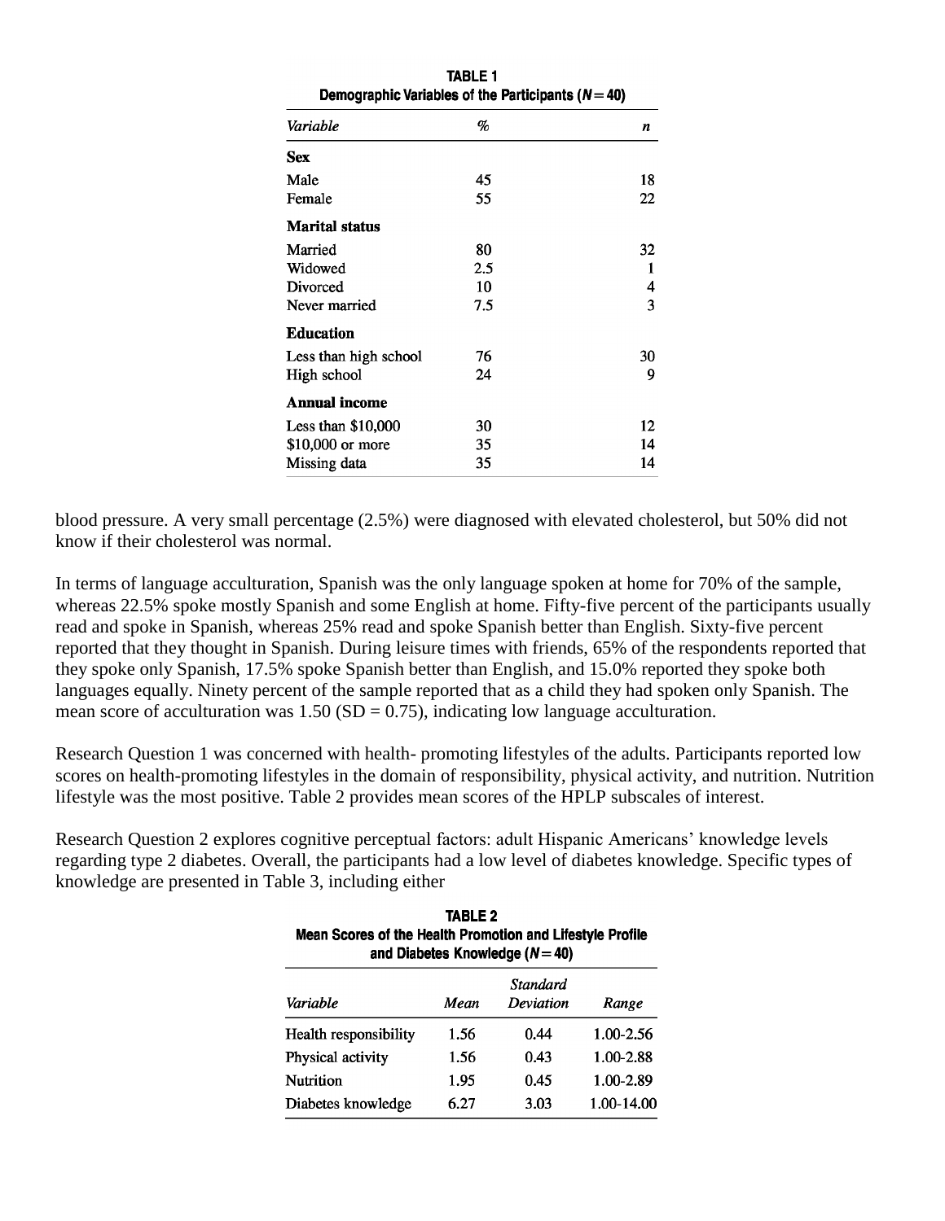**TABLE 1**
**Demographic Variables of the Participants ($N = 40$)**

| *Variable* | *%* | *n* |
|---|---|---|
| **Sex** | | |
| Male | 45 | 18 |
| Female | 55 | 22 |
| **Marital status** | | |
| Married | 80 | 32 |
| Widowed | 2.5 | 1 |
| Divorced | 10 | 4 |
| Never married | 7.5 | 3 |
| **Education** | | |
| Less than high school | 76 | 30 |
| High school | 24 | 9 |
| **Annual income** | | |
| Less than $10,000 | 30 | 12 |
| $10,000 or more | 35 | 14 |
| Missing data | 35 | 14 |

blood pressure. A very small percentage (2.5%) were diagnosed with elevated cholesterol, but 50% did not know if their cholesterol was normal.

In terms of language acculturation, Spanish was the only language spoken at home for 70% of the sample, whereas 22.5% spoke mostly Spanish and some English at home. Fifty-five percent of the participants usually read and spoke in Spanish, whereas 25% read and spoke Spanish better than English. Sixty-five percent reported that they thought in Spanish. During leisure times with friends, 65% of the respondents reported that they spoke only Spanish, 17.5% spoke Spanish better than English, and 15.0% reported they spoke both languages equally. Ninety percent of the sample reported that as a child they had spoken only Spanish. The mean score of acculturation was 1.50 ($SD = 0.75$), indicating low language acculturation.

Research Question 1 was concerned with health- promoting lifestyles of the adults. Participants reported low scores on health-promoting lifestyles in the domain of responsibility, physical activity, and nutrition. Nutrition lifestyle was the most positive. Table 2 provides mean scores of the HPLP subscales of interest.

Research Question 2 explores cognitive perceptual factors: adult Hispanic Americans' knowledge levels regarding type 2 diabetes. Overall, the participants had a low level of diabetes knowledge. Specific types of knowledge are presented in Table 3, including either

**TABLE 2**
**Mean Scores of the Health Promotion and Lifestyle Profile and Diabetes Knowledge ($N = 40$)**

| *Variable* | *Mean* | *Standard Deviation* | *Range* |
|---|---|---|---|
| Health responsibility | 1.56 | 0.44 | 1.00-2.56 |
| Physical activity | 1.56 | 0.43 | 1.00-2.88 |
| Nutrition | 1.95 | 0.45 | 1.00-2.89 |
| Diabetes knowledge | 6.27 | 3.03 | 1.00-14.00 |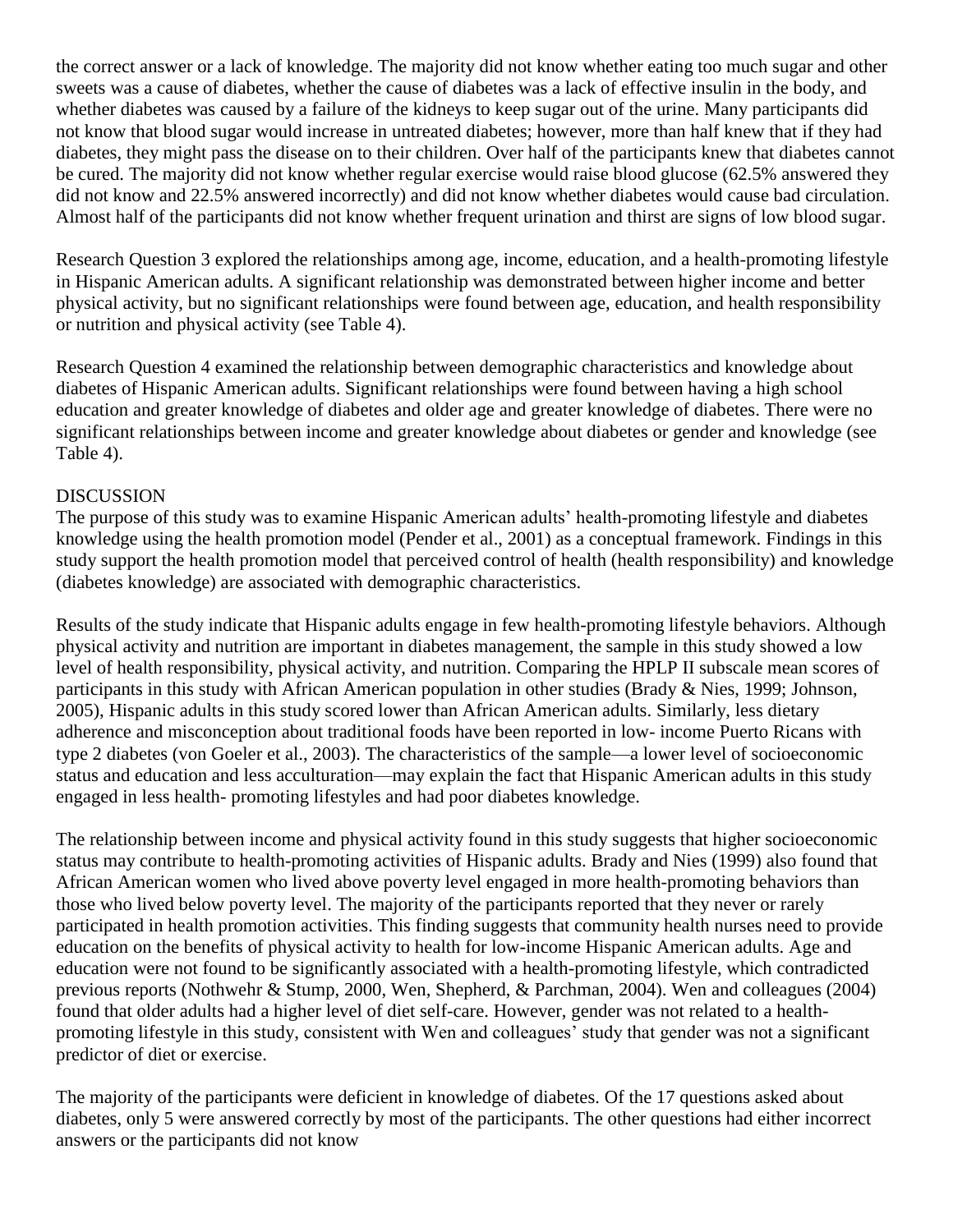the correct answer or a lack of knowledge. The majority did not know whether eating too much sugar and other sweets was a cause of diabetes, whether the cause of diabetes was a lack of effective insulin in the body, and whether diabetes was caused by a failure of the kidneys to keep sugar out of the urine. Many participants did not know that blood sugar would increase in untreated diabetes; however, more than half knew that if they had diabetes, they might pass the disease on to their children. Over half of the participants knew that diabetes cannot be cured. The majority did not know whether regular exercise would raise blood glucose (62.5% answered they did not know and 22.5% answered incorrectly) and did not know whether diabetes would cause bad circulation. Almost half of the participants did not know whether frequent urination and thirst are signs of low blood sugar.

Research Question 3 explored the relationships among age, income, education, and a health-promoting lifestyle in Hispanic American adults. A significant relationship was demonstrated between higher income and better physical activity, but no significant relationships were found between age, education, and health responsibility or nutrition and physical activity (see Table 4).

Research Question 4 examined the relationship between demographic characteristics and knowledge about diabetes of Hispanic American adults. Significant relationships were found between having a high school education and greater knowledge of diabetes and older age and greater knowledge of diabetes. There were no significant relationships between income and greater knowledge about diabetes or gender and knowledge (see Table 4).

## DISCUSSION

The purpose of this study was to examine Hispanic American adults' health-promoting lifestyle and diabetes knowledge using the health promotion model (Pender et al., 2001) as a conceptual framework. Findings in this study support the health promotion model that perceived control of health (health responsibility) and knowledge (diabetes knowledge) are associated with demographic characteristics.

Results of the study indicate that Hispanic adults engage in few health-promoting lifestyle behaviors. Although physical activity and nutrition are important in diabetes management, the sample in this study showed a low level of health responsibility, physical activity, and nutrition. Comparing the HPLP II subscale mean scores of participants in this study with African American population in other studies (Brady & Nies, 1999; Johnson, 2005), Hispanic adults in this study scored lower than African American adults. Similarly, less dietary adherence and misconception about traditional foods have been reported in low- income Puerto Ricans with type 2 diabetes (von Goeler et al., 2003). The characteristics of the sample—a lower level of socioeconomic status and education and less acculturation—may explain the fact that Hispanic American adults in this study engaged in less health- promoting lifestyles and had poor diabetes knowledge.

The relationship between income and physical activity found in this study suggests that higher socioeconomic status may contribute to health-promoting activities of Hispanic adults. Brady and Nies (1999) also found that African American women who lived above poverty level engaged in more health-promoting behaviors than those who lived below poverty level. The majority of the participants reported that they never or rarely participated in health promotion activities. This finding suggests that community health nurses need to provide education on the benefits of physical activity to health for low-income Hispanic American adults. Age and education were not found to be significantly associated with a health-promoting lifestyle, which contradicted previous reports (Nothwehr & Stump, 2000, Wen, Shepherd, & Parchman, 2004). Wen and colleagues (2004) found that older adults had a higher level of diet self-care. However, gender was not related to a health-promoting lifestyle in this study, consistent with Wen and colleagues' study that gender was not a significant predictor of diet or exercise.

The majority of the participants were deficient in knowledge of diabetes. Of the 17 questions asked about diabetes, only 5 were answered correctly by most of the participants. The other questions had either incorrect answers or the participants did not know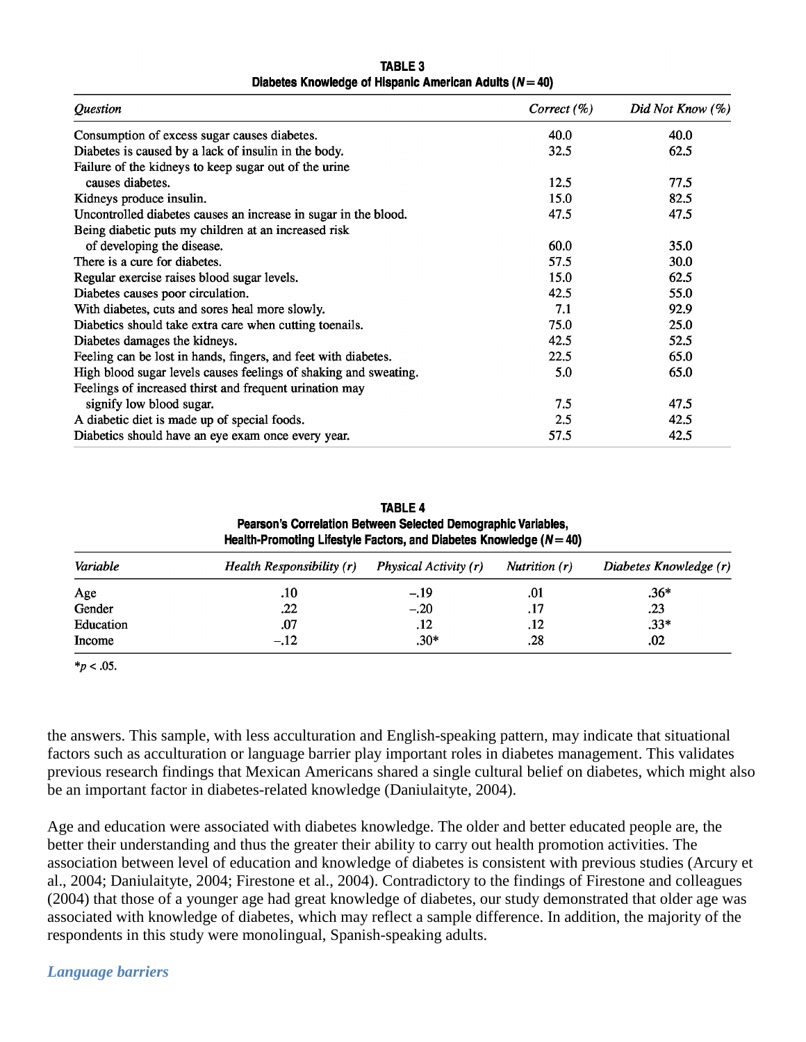**TABLE 3**
**Diabetes Knowledge of Hispanic American Adults ($N = 40$)**

| *Question* | *Correct (%)* | *Did Not Know (%)* |
|---|---|---|
| Consumption of excess sugar causes diabetes. | 40.0 | 40.0 |
| Diabetes is caused by a lack of insulin in the body. | 32.5 | 62.5 |
| Failure of the kidneys to keep sugar out of the urine causes diabetes. | 12.5 | 77.5 |
| Kidneys produce insulin. | 15.0 | 82.5 |
| Uncontrolled diabetes causes an increase in sugar in the blood. | 47.5 | 47.5 |
| Being diabetic puts my children at an increased risk of developing the disease. | 60.0 | 35.0 |
| There is a cure for diabetes. | 57.5 | 30.0 |
| Regular exercise raises blood sugar levels. | 15.0 | 62.5 |
| Diabetes causes poor circulation. | 42.5 | 55.0 |
| With diabetes, cuts and sores heal more slowly. | 7.1 | 92.9 |
| Diabetics should take extra care when cutting toenails. | 75.0 | 25.0 |
| Diabetes damages the kidneys. | 42.5 | 52.5 |
| Feeling can be lost in hands, fingers, and feet with diabetes. | 22.5 | 65.0 |
| High blood sugar levels causes feelings of shaking and sweating. | 5.0 | 65.0 |
| Feelings of increased thirst and frequent urination may signify low blood sugar. | 7.5 | 47.5 |
| A diabetic diet is made up of special foods. | 2.5 | 42.5 |
| Diabetics should have an eye exam once every year. | 57.5 | 42.5 |

**TABLE 4**
**Pearson's Correlation Between Selected Demographic Variables, Health-Promoting Lifestyle Factors, and Diabetes Knowledge ($N = 40$)**

| *Variable* | *Health Responsibility (r)* | *Physical Activity (r)* | *Nutrition (r)* | *Diabetes Knowledge (r)* |
|---|---|---|---|---|
| Age | .10 | −.19 | .01 | .36* |
| Gender | .22 | −.20 | .17 | .23 |
| Education | .07 | .12 | .12 | .33* |
| Income | −.12 | .30* | .28 | .02 |

*$p < .05$.

the answers. This sample, with less acculturation and English-speaking pattern, may indicate that situational factors such as acculturation or language barrier play important roles in diabetes management. This validates previous research findings that Mexican Americans shared a single cultural belief on diabetes, which might also be an important factor in diabetes-related knowledge (Daniulaityte, 2004).

Age and education were associated with diabetes knowledge. The older and better educated people are, the better their understanding and thus the greater their ability to carry out health promotion activities. The association between level of education and knowledge of diabetes is consistent with previous studies (Arcury et al., 2004; Daniulaityte, 2004; Firestone et al., 2004). Contradictory to the findings of Firestone and colleagues (2004) that those of a younger age had great knowledge of diabetes, our study demonstrated that older age was associated with knowledge of diabetes, which may reflect a sample difference. In addition, the majority of the respondents in this study were monolingual, Spanish-speaking adults.

### *Language barriers*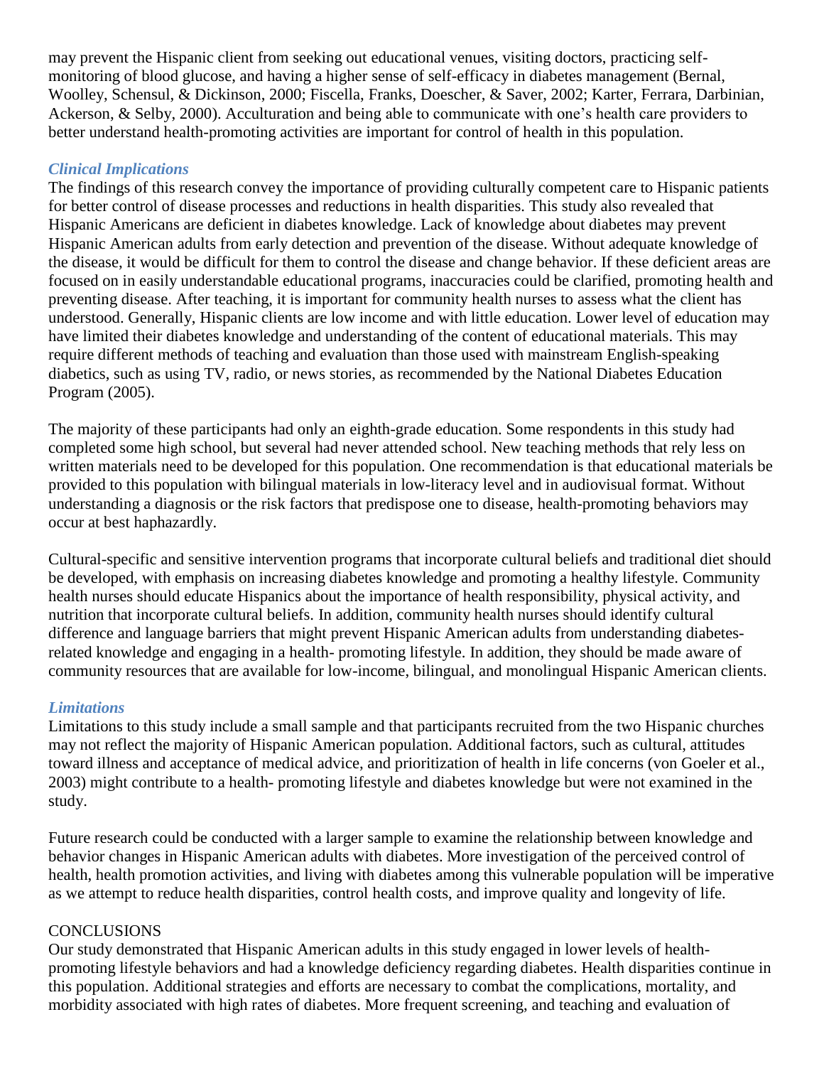may prevent the Hispanic client from seeking out educational venues, visiting doctors, practicing self-monitoring of blood glucose, and having a higher sense of self-efficacy in diabetes management (Bernal, Woolley, Schensul, & Dickinson, 2000; Fiscella, Franks, Doescher, & Saver, 2002; Karter, Ferrara, Darbinian, Ackerson, & Selby, 2000). Acculturation and being able to communicate with one's health care providers to better understand health-promoting activities are important for control of health in this population.

### *Clinical Implications*

The findings of this research convey the importance of providing culturally competent care to Hispanic patients for better control of disease processes and reductions in health disparities. This study also revealed that Hispanic Americans are deficient in diabetes knowledge. Lack of knowledge about diabetes may prevent Hispanic American adults from early detection and prevention of the disease. Without adequate knowledge of the disease, it would be difficult for them to control the disease and change behavior. If these deficient areas are focused on in easily understandable educational programs, inaccuracies could be clarified, promoting health and preventing disease. After teaching, it is important for community health nurses to assess what the client has understood. Generally, Hispanic clients are low income and with little education. Lower level of education may have limited their diabetes knowledge and understanding of the content of educational materials. This may require different methods of teaching and evaluation than those used with mainstream English-speaking diabetics, such as using TV, radio, or news stories, as recommended by the National Diabetes Education Program (2005).

The majority of these participants had only an eighth-grade education. Some respondents in this study had completed some high school, but several had never attended school. New teaching methods that rely less on written materials need to be developed for this population. One recommendation is that educational materials be provided to this population with bilingual materials in low-literacy level and in audiovisual format. Without understanding a diagnosis or the risk factors that predispose one to disease, health-promoting behaviors may occur at best haphazardly.

Cultural-specific and sensitive intervention programs that incorporate cultural beliefs and traditional diet should be developed, with emphasis on increasing diabetes knowledge and promoting a healthy lifestyle. Community health nurses should educate Hispanics about the importance of health responsibility, physical activity, and nutrition that incorporate cultural beliefs. In addition, community health nurses should identify cultural difference and language barriers that might prevent Hispanic American adults from understanding diabetes-related knowledge and engaging in a health- promoting lifestyle. In addition, they should be made aware of community resources that are available for low-income, bilingual, and monolingual Hispanic American clients.

### *Limitations*

Limitations to this study include a small sample and that participants recruited from the two Hispanic churches may not reflect the majority of Hispanic American population. Additional factors, such as cultural, attitudes toward illness and acceptance of medical advice, and prioritization of health in life concerns (von Goeler et al., 2003) might contribute to a health- promoting lifestyle and diabetes knowledge but were not examined in the study.

Future research could be conducted with a larger sample to examine the relationship between knowledge and behavior changes in Hispanic American adults with diabetes. More investigation of the perceived control of health, health promotion activities, and living with diabetes among this vulnerable population will be imperative as we attempt to reduce health disparities, control health costs, and improve quality and longevity of life.

## CONCLUSIONS

Our study demonstrated that Hispanic American adults in this study engaged in lower levels of health-promoting lifestyle behaviors and had a knowledge deficiency regarding diabetes. Health disparities continue in this population. Additional strategies and efforts are necessary to combat the complications, mortality, and morbidity associated with high rates of diabetes. More frequent screening, and teaching and evaluation of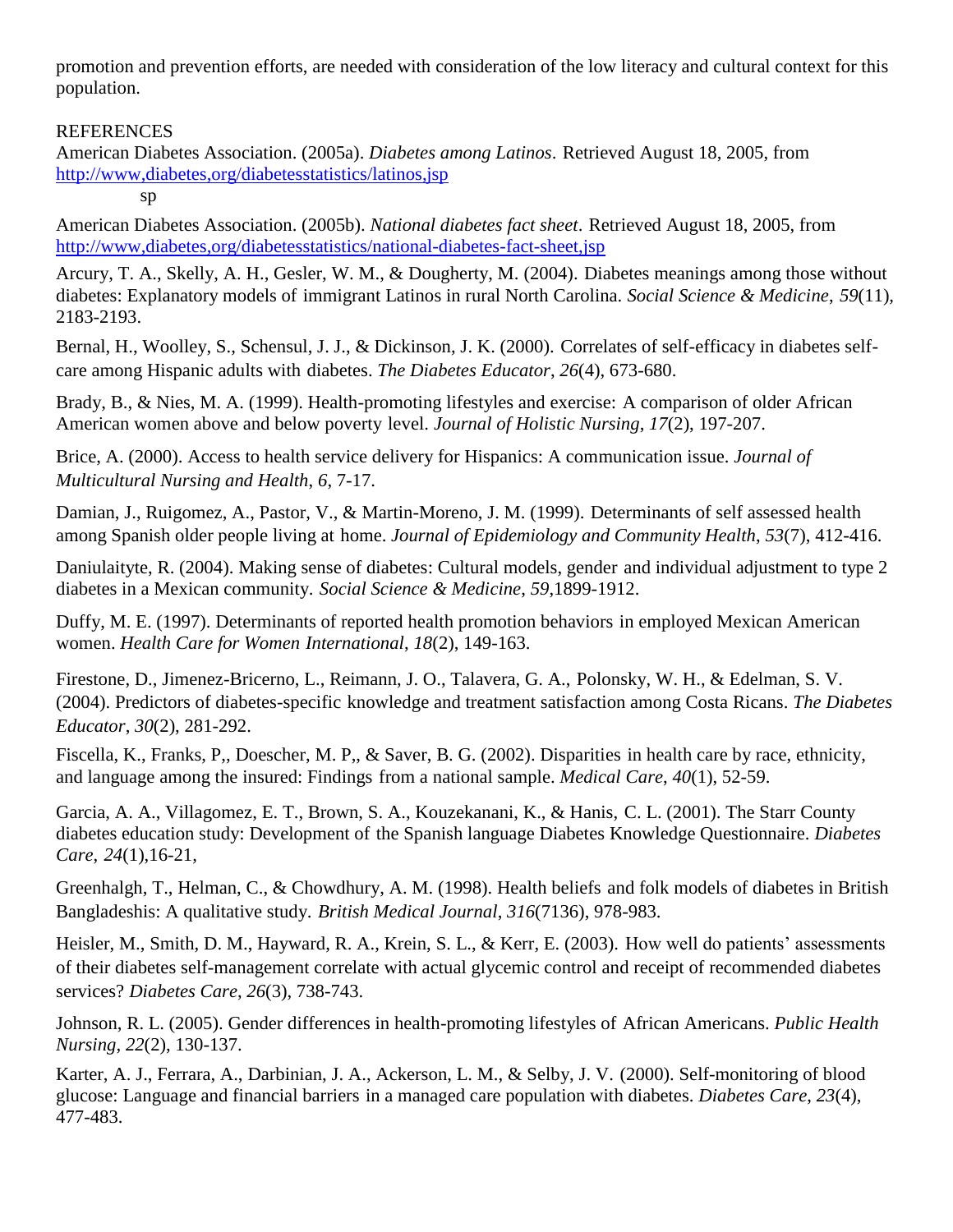promotion and prevention efforts, are needed with consideration of the low literacy and cultural context for this population.

REFERENCES

American Diabetes Association. (2005a). *Diabetes among Latinos*. Retrieved August 18, 2005, from http://www,diabetes,org/diabetesstatistics/latinos,jsp

sp

American Diabetes Association. (2005b). *National diabetes fact sheet*. Retrieved August 18, 2005, from http://www,diabetes,org/diabetesstatistics/national-diabetes-fact-sheet,jsp

Arcury, T. A., Skelly, A. H., Gesler, W. M., & Dougherty, M. (2004). Diabetes meanings among those without diabetes: Explanatory models of immigrant Latinos in rural North Carolina. *Social Science & Medicine*, *59*(11), 2183-2193.

Bernal, H., Woolley, S., Schensul, J. J., & Dickinson, J. K. (2000). Correlates of self-efficacy in diabetes self-care among Hispanic adults with diabetes. *The Diabetes Educator*, *26*(4), 673-680.

Brady, B., & Nies, M. A. (1999). Health-promoting lifestyles and exercise: A comparison of older African American women above and below poverty level. *Journal of Holistic Nursing*, *17*(2), 197-207.

Brice, A. (2000). Access to health service delivery for Hispanics: A communication issue. *Journal of Multicultural Nursing and Health*, *6*, 7-17.

Damian, J., Ruigomez, A., Pastor, V., & Martin-Moreno, J. M. (1999). Determinants of self assessed health among Spanish older people living at home. *Journal of Epidemiology and Community Health*, *53*(7), 412-416.

Daniulaityte, R. (2004). Making sense of diabetes: Cultural models, gender and individual adjustment to type 2 diabetes in a Mexican community. *Social Science & Medicine*, *59*,1899-1912.

Duffy, M. E. (1997). Determinants of reported health promotion behaviors in employed Mexican American women. *Health Care for Women International*, *18*(2), 149-163.

Firestone, D., Jimenez-Bricerno, L., Reimann, J. O., Talavera, G. A., Polonsky, W. H., & Edelman, S. V. (2004). Predictors of diabetes-specific knowledge and treatment satisfaction among Costa Ricans. *The Diabetes Educator*, *30*(2), 281-292.

Fiscella, K., Franks, P,, Doescher, M. P,, & Saver, B. G. (2002). Disparities in health care by race, ethnicity, and language among the insured: Findings from a national sample. *Medical Care*, *40*(1), 52-59.

Garcia, A. A., Villagomez, E. T., Brown, S. A., Kouzekanani, K., & Hanis, C. L. (2001). The Starr County diabetes education study: Development of the Spanish language Diabetes Knowledge Questionnaire. *Diabetes Care*, *24*(1),16-21,

Greenhalgh, T., Helman, C., & Chowdhury, A. M. (1998). Health beliefs and folk models of diabetes in British Bangladeshis: A qualitative study. *British Medical Journal*, *316*(7136), 978-983.

Heisler, M., Smith, D. M., Hayward, R. A., Krein, S. L., & Kerr, E. (2003). How well do patients' assessments of their diabetes self-management correlate with actual glycemic control and receipt of recommended diabetes services? *Diabetes Care*, *26*(3), 738-743.

Johnson, R. L. (2005). Gender differences in health-promoting lifestyles of African Americans. *Public Health Nursing*, *22*(2), 130-137.

Karter, A. J., Ferrara, A., Darbinian, J. A., Ackerson, L. M., & Selby, J. V. (2000). Self-monitoring of blood glucose: Language and financial barriers in a managed care population with diabetes. *Diabetes Care*, *23*(4), 477-483.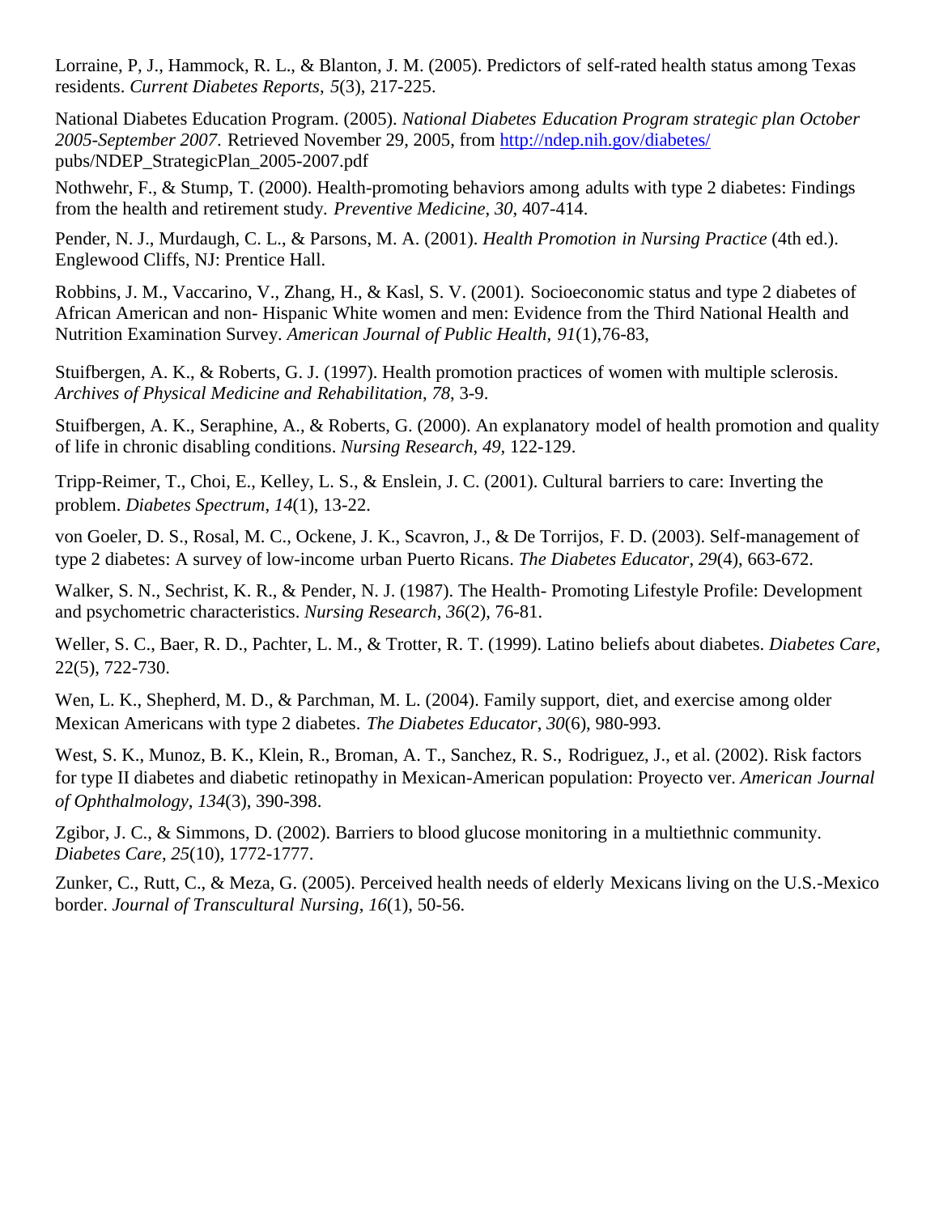Lorraine, P, J., Hammock, R. L., & Blanton, J. M. (2005). Predictors of self-rated health status among Texas residents. *Current Diabetes Reports*, *5*(3), 217-225.

National Diabetes Education Program. (2005). *National Diabetes Education Program strategic plan October 2005-September 2007.* Retrieved November 29, 2005, from http://ndep.nih.gov/diabetes/ pubs/NDEP_StrategicPlan_2005-2007.pdf

Nothwehr, F., & Stump, T. (2000). Health-promoting behaviors among adults with type 2 diabetes: Findings from the health and retirement study. *Preventive Medicine*, *30*, 407-414.

Pender, N. J., Murdaugh, C. L., & Parsons, M. A. (2001). *Health Promotion in Nursing Practice* (4th ed.). Englewood Cliffs, NJ: Prentice Hall.

Robbins, J. M., Vaccarino, V., Zhang, H., & Kasl, S. V. (2001). Socioeconomic status and type 2 diabetes of African American and non- Hispanic White women and men: Evidence from the Third National Health and Nutrition Examination Survey. *American Journal of Public Health*, *91*(1),76-83,

Stuifbergen, A. K., & Roberts, G. J. (1997). Health promotion practices of women with multiple sclerosis. *Archives of Physical Medicine and Rehabilitation*, *78*, 3-9.

Stuifbergen, A. K., Seraphine, A., & Roberts, G. (2000). An explanatory model of health promotion and quality of life in chronic disabling conditions. *Nursing Research*, *49*, 122-129.

Tripp-Reimer, T., Choi, E., Kelley, L. S., & Enslein, J. C. (2001). Cultural barriers to care: Inverting the problem. *Diabetes Spectrum*, *14*(1), 13-22.

von Goeler, D. S., Rosal, M. C., Ockene, J. K., Scavron, J., & De Torrijos, F. D. (2003). Self-management of type 2 diabetes: A survey of low-income urban Puerto Ricans. *The Diabetes Educator*, *29*(4), 663-672.

Walker, S. N., Sechrist, K. R., & Pender, N. J. (1987). The Health- Promoting Lifestyle Profile: Development and psychometric characteristics. *Nursing Research*, *36*(2), 76-81.

Weller, S. C., Baer, R. D., Pachter, L. M., & Trotter, R. T. (1999). Latino beliefs about diabetes. *Diabetes Care*, 22(5), 722-730.

Wen, L. K., Shepherd, M. D., & Parchman, M. L. (2004). Family support, diet, and exercise among older Mexican Americans with type 2 diabetes. *The Diabetes Educator*, *30*(6), 980-993.

West, S. K., Munoz, B. K., Klein, R., Broman, A. T., Sanchez, R. S., Rodriguez, J., et al. (2002). Risk factors for type II diabetes and diabetic retinopathy in Mexican-American population: Proyecto ver. *American Journal of Ophthalmology*, *134*(3), 390-398.

Zgibor, J. C., & Simmons, D. (2002). Barriers to blood glucose monitoring in a multiethnic community. *Diabetes Care*, *25*(10), 1772-1777.

Zunker, C., Rutt, C., & Meza, G. (2005). Perceived health needs of elderly Mexicans living on the U.S.-Mexico border. *Journal of Transcultural Nursing*, *16*(1), 50-56.